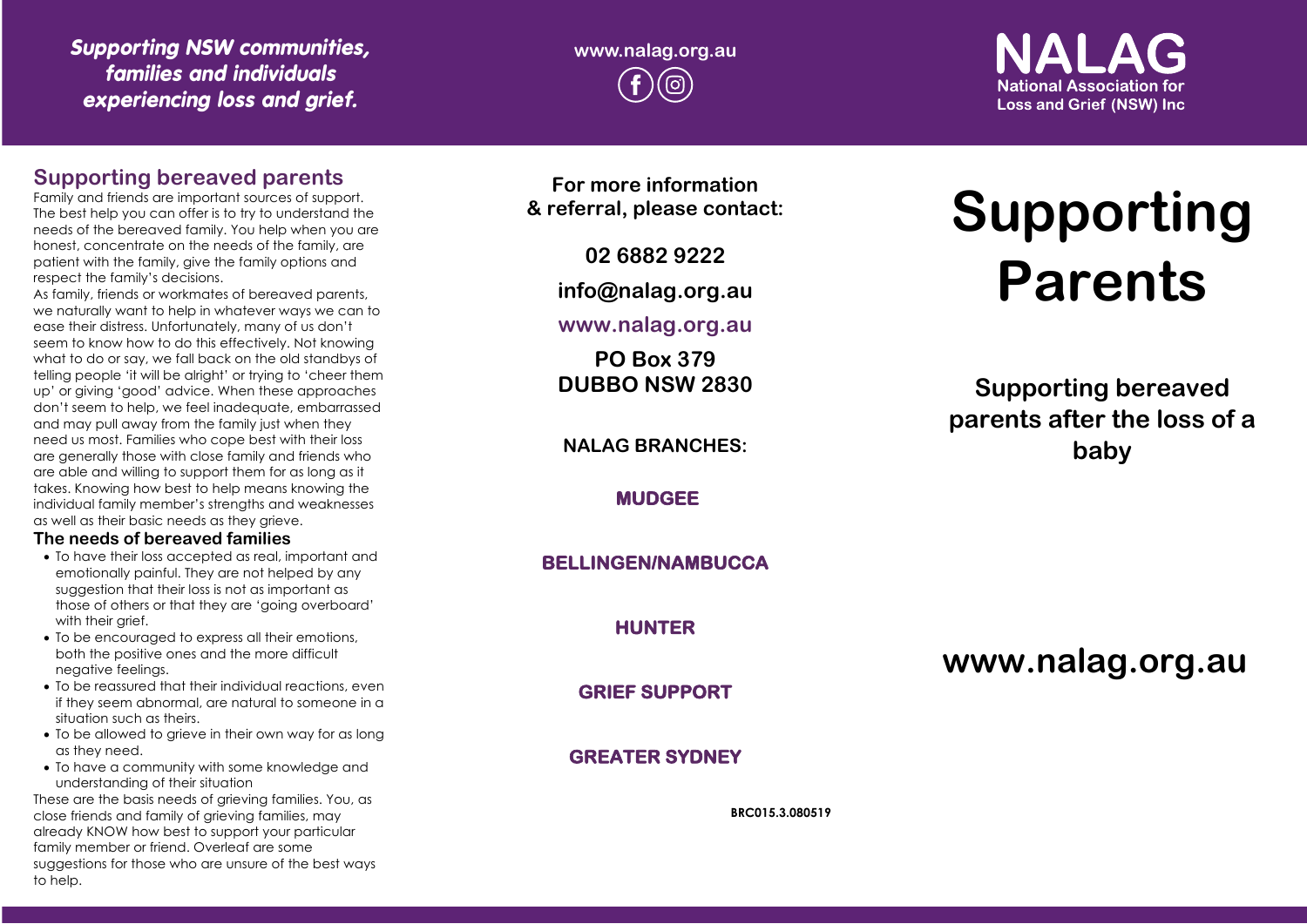*Supporting NSW communities, families and individuals experiencing loss and grief.*

www.nalag.org.au

**NALAG**
National Association for Loss and Grief (NSW) Inc

## Supporting bereaved parents

Family and friends are important sources of support. The best help you can offer is to try to understand the needs of the bereaved family. You help when you are honest, concentrate on the needs of the family, are patient with the family, give the family options and respect the family's decisions.

As family, friends or workmates of bereaved parents, we naturally want to help in whatever ways we can to ease their distress. Unfortunately, many of us don't seem to know how to do this effectively. Not knowing what to do or say, we fall back on the old standbys of telling people 'it will be alright' or trying to 'cheer them up' or giving 'good' advice. When these approaches don't seem to help, we feel inadequate, embarrassed and may pull away from the family just when they need us most. Families who cope best with their loss are generally those with close family and friends who are able and willing to support them for as long as it takes. Knowing how best to help means knowing the individual family member's strengths and weaknesses as well as their basic needs as they grieve.

### The needs of bereaved families

- To have their loss accepted as real, important and emotionally painful. They are not helped by any suggestion that their loss is not as important as those of others or that they are 'going overboard' with their grief.
- To be encouraged to express all their emotions, both the positive ones and the more difficult negative feelings.
- To be reassured that their individual reactions, even if they seem abnormal, are natural to someone in a situation such as theirs.
- To be allowed to grieve in their own way for as long as they need.
- To have a community with some knowledge and understanding of their situation

These are the basis needs of grieving families. You, as close friends and family of grieving families, may already KNOW how best to support your particular family member or friend. Overleaf are some suggestions for those who are unsure of the best ways to help.

**For more information & referral, please contact:**

**02 6882 9222**

**info@nalag.org.au**

**www.nalag.org.au**

**PO Box 379**
**DUBBO NSW 2830**

**NALAG BRANCHES:**

**MUDGEE**

**BELLINGEN/NAMBUCCA**

**HUNTER**

**GRIEF SUPPORT**

**GREATER SYDNEY**

BRC015.3.080519

# Supporting Parents

## Supporting bereaved parents after the loss of a baby

**www.nalag.org.au**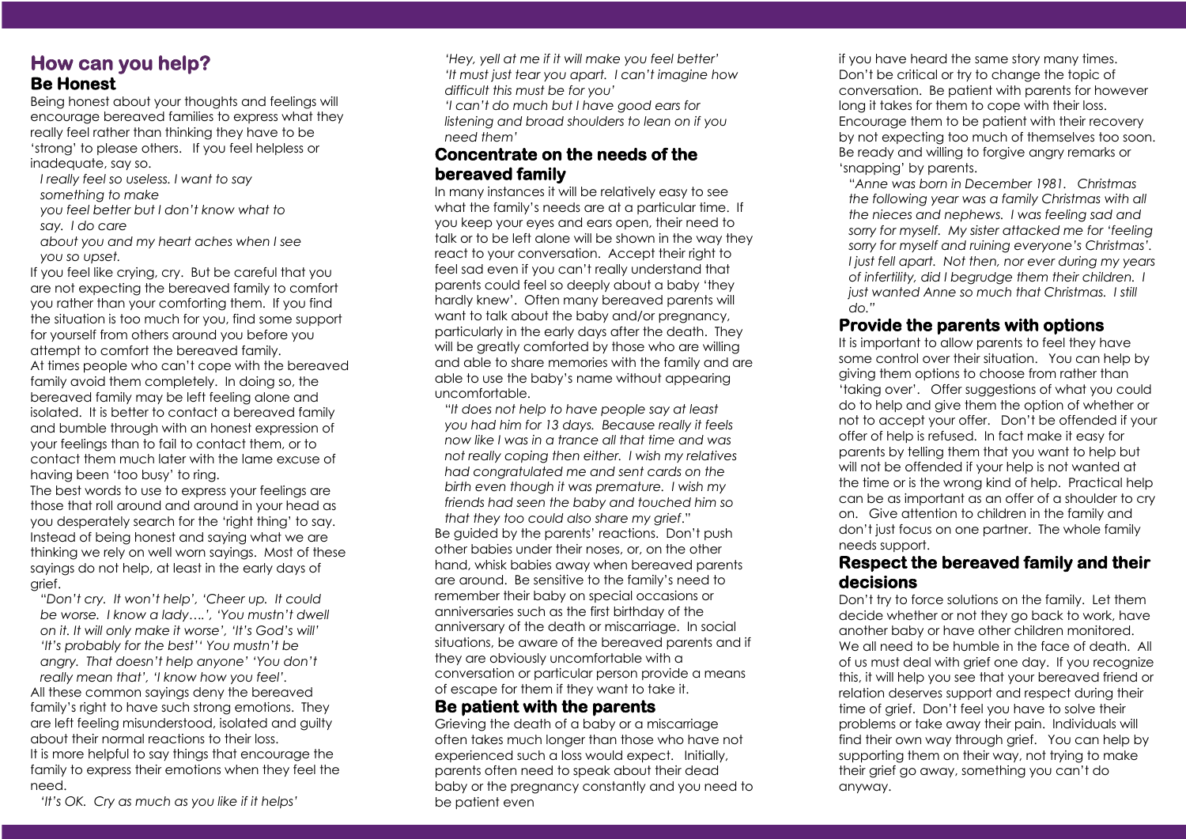## How can you help?

### Be Honest

Being honest about your thoughts and feelings will encourage bereaved families to express what they really feel rather than thinking they have to be 'strong' to please others. If you feel helpless or inadequate, say so.

*I really feel so useless. I want to say something to make you feel better but I don't know what to say. I do care about you and my heart aches when I see you so upset.*

If you feel like crying, cry. But be careful that you are not expecting the bereaved family to comfort you rather than your comforting them. If you find the situation is too much for you, find some support for yourself from others around you before you attempt to comfort the bereaved family.

At times people who can't cope with the bereaved family avoid them completely. In doing so, the bereaved family may be left feeling alone and isolated. It is better to contact a bereaved family and bumble through with an honest expression of your feelings than to fail to contact them, or to contact them much later with the lame excuse of having been 'too busy' to ring.

The best words to use to express your feelings are those that roll around and around in your head as you desperately search for the 'right thing' to say. Instead of being honest and saying what we are thinking we rely on well worn sayings. Most of these sayings do not help, at least in the early days of grief.

*"Don't cry. It won't help', 'Cheer up. It could be worse. I know a lady….', 'You mustn't dwell on it. It will only make it worse', 'It's God's will' 'It's probably for the best'' You mustn't be angry. That doesn't help anyone' 'You don't really mean that', 'I know how you feel'.*

All these common sayings deny the bereaved family's right to have such strong emotions. They are left feeling misunderstood, isolated and guilty about their normal reactions to their loss.

It is more helpful to say things that encourage the family to express their emotions when they feel the need.

*'It's OK. Cry as much as you like if it helps'*

*'Hey, yell at me if it will make you feel better'*

*'It must just tear you apart. I can't imagine how difficult this must be for you'*

*'I can't do much but I have good ears for listening and broad shoulders to lean on if you need them'*

### Concentrate on the needs of the bereaved family

In many instances it will be relatively easy to see what the family's needs are at a particular time. If you keep your eyes and ears open, their need to talk or to be left alone will be shown in the way they react to your conversation. Accept their right to feel sad even if you can't really understand that parents could feel so deeply about a baby 'they hardly knew'. Often many bereaved parents will want to talk about the baby and/or pregnancy, particularly in the early days after the death. They will be greatly comforted by those who are willing and able to share memories with the family and are able to use the baby's name without appearing uncomfortable.

*"It does not help to have people say at least you had him for 13 days. Because really it feels now like I was in a trance all that time and was not really coping then either. I wish my relatives had congratulated me and sent cards on the birth even though it was premature. I wish my friends had seen the baby and touched him so that they too could also share my grief*."

Be guided by the parents' reactions. Don't push other babies under their noses, or, on the other hand, whisk babies away when bereaved parents are around. Be sensitive to the family's need to remember their baby on special occasions or anniversaries such as the first birthday of the anniversary of the death or miscarriage. In social situations, be aware of the bereaved parents and if they are obviously uncomfortable with a conversation or particular person provide a means of escape for them if they want to take it.

### Be patient with the parents

Grieving the death of a baby or a miscarriage often takes much longer than those who have not experienced such a loss would expect. Initially, parents often need to speak about their dead baby or the pregnancy constantly and you need to be patient even if you have heard the same story many times. Don't be critical or try to change the topic of conversation. Be patient with parents for however long it takes for them to cope with their loss. Encourage them to be patient with their recovery by not expecting too much of themselves too soon. Be ready and willing to forgive angry remarks or 'snapping' by parents.

*"Anne was born in December 1981. Christmas the following year was a family Christmas with all the nieces and nephews. I was feeling sad and sorry for myself. My sister attacked me for 'feeling sorry for myself and ruining everyone's Christmas'. I just fell apart. Not then, nor ever during my years of infertility, did I begrudge them their children. I just wanted Anne so much that Christmas. I still do."*

### Provide the parents with options

It is important to allow parents to feel they have some control over their situation. You can help by giving them options to choose from rather than 'taking over'. Offer suggestions of what you could do to help and give them the option of whether or not to accept your offer. Don't be offended if your offer of help is refused. In fact make it easy for parents by telling them that you want to help but will not be offended if your help is not wanted at the time or is the wrong kind of help. Practical help can be as important as an offer of a shoulder to cry on. Give attention to children in the family and don't just focus on one partner. The whole family needs support.

### Respect the bereaved family and their decisions

Don't try to force solutions on the family. Let them decide whether or not they go back to work, have another baby or have other children monitored. We all need to be humble in the face of death. All of us must deal with grief one day. If you recognize this, it will help you see that your bereaved friend or relation deserves support and respect during their time of grief. Don't feel you have to solve their problems or take away their pain. Individuals will find their own way through grief. You can help by supporting them on their way, not trying to make their grief go away, something you can't do anyway.